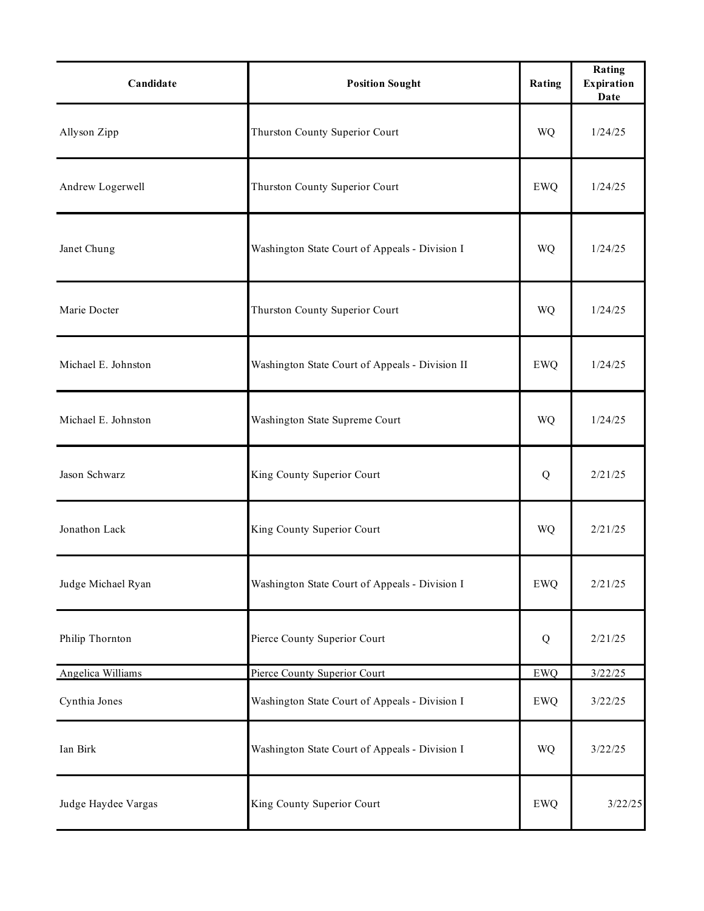| Candidate | Position Sought | Rating | Rating Expiration Date |
|---|---|---|---|
| Allyson Zipp | Thurston County Superior Court | WQ | 1/24/25 |
| Andrew Logerwell | Thurston County Superior Court | EWQ | 1/24/25 |
| Janet Chung | Washington State Court of Appeals - Division I | WQ | 1/24/25 |
| Marie Docter | Thurston County Superior Court | WQ | 1/24/25 |
| Michael E. Johnston | Washington State Court of Appeals - Division II | EWQ | 1/24/25 |
| Michael E. Johnston | Washington State Supreme Court | WQ | 1/24/25 |
| Jason Schwarz | King County Superior Court | Q | 2/21/25 |
| Jonathon Lack | King County Superior Court | WQ | 2/21/25 |
| Judge Michael Ryan | Washington State Court of Appeals - Division I | EWQ | 2/21/25 |
| Philip Thornton | Pierce County Superior Court | Q | 2/21/25 |
| Angelica Williams | Pierce County Superior Court | EWQ | 3/22/25 |
| Cynthia Jones | Washington State Court of Appeals - Division I | EWQ | 3/22/25 |
| Ian Birk | Washington State Court of Appeals - Division I | WQ | 3/22/25 |
| Judge Haydee Vargas | King County Superior Court | EWQ | 3/22/25 |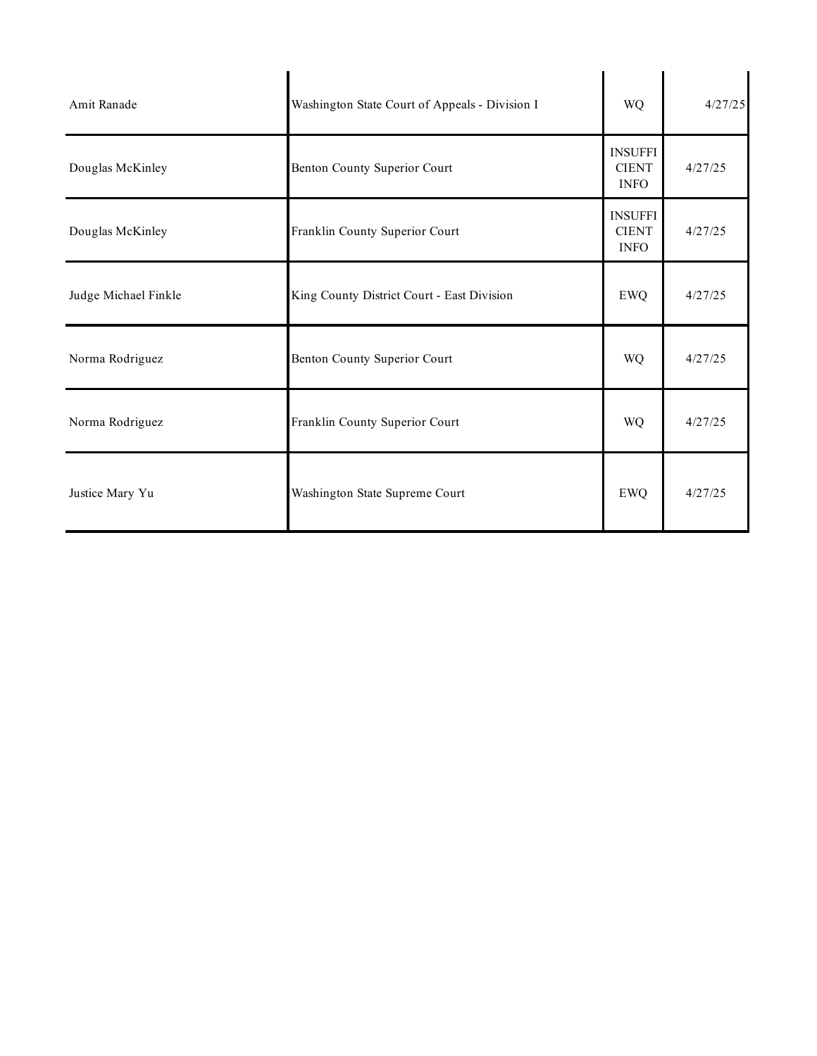| | | | |
|---|---|---|---|
| Amit Ranade | Washington State Court of Appeals - Division I | WQ | 4/27/25 |
| Douglas McKinley | Benton County Superior Court | INSUFFICIENT INFO | 4/27/25 |
| Douglas McKinley | Franklin County Superior Court | INSUFFICIENT INFO | 4/27/25 |
| Judge Michael Finkle | King County District Court - East Division | EWQ | 4/27/25 |
| Norma Rodriguez | Benton County Superior Court | WQ | 4/27/25 |
| Norma Rodriguez | Franklin County Superior Court | WQ | 4/27/25 |
| Justice Mary Yu | Washington State Supreme Court | EWQ | 4/27/25 |